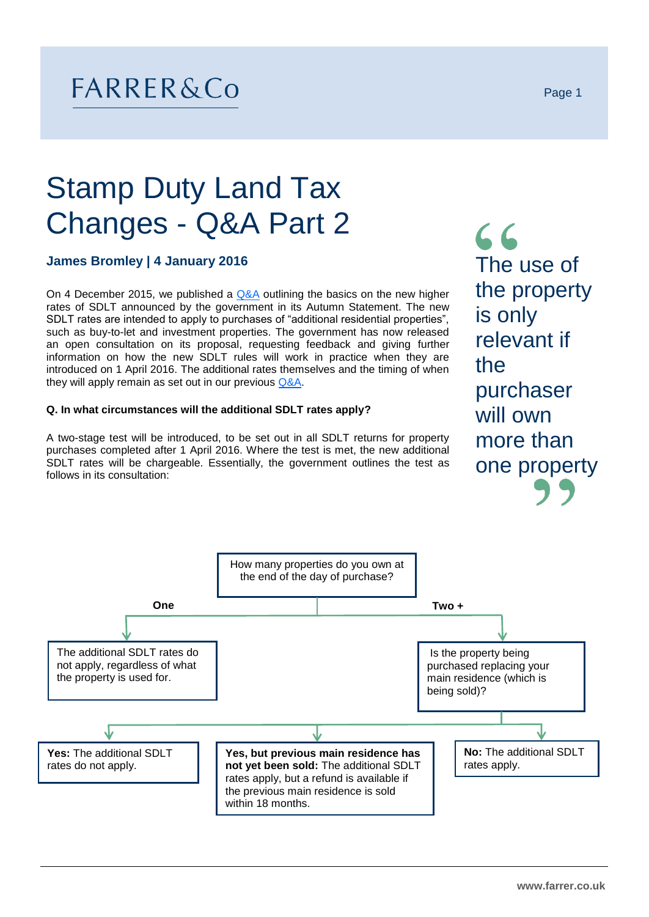# Stamp Duty Land Tax Changes - Q&A Part 2

**James Bromley | 4 January 2016**

On 4 December 2015, we published a Q&A outlining the basics on the new higher rates of SDLT announced by the government in its Autumn Statement. The new SDLT rates are intended to apply to purchases of "additional residential properties", such as buy-to-let and investment properties. The government has now released an open consultation on its proposal, requesting feedback and giving further information on how the new SDLT rules will work in practice when they are introduced on 1 April 2016. The additional rates themselves and the timing of when they will apply remain as set out in our previous Q&A.

> "The use of the property is only relevant if the purchaser will own more than one property"

**Q. In what circumstances will the additional SDLT rates apply?**

A two-stage test will be introduced, to be set out in all SDLT returns for property purchases completed after 1 April 2016. Where the test is met, the new additional SDLT rates will be chargeable. Essentially, the government outlines the test as follows in its consultation:

How many properties do you own at the end of the day of purchase?

- **One**: The additional SDLT rates do not apply, regardless of what the property is used for.
- **Two +**: Is the property being purchased replacing your main residence (which is being sold)?
  - **Yes:** The additional SDLT rates do not apply.
  - **Yes, but previous main residence has not yet been sold:** The additional SDLT rates apply, but a refund is available if the previous main residence is sold within 18 months.
  - **No:** The additional SDLT rates apply.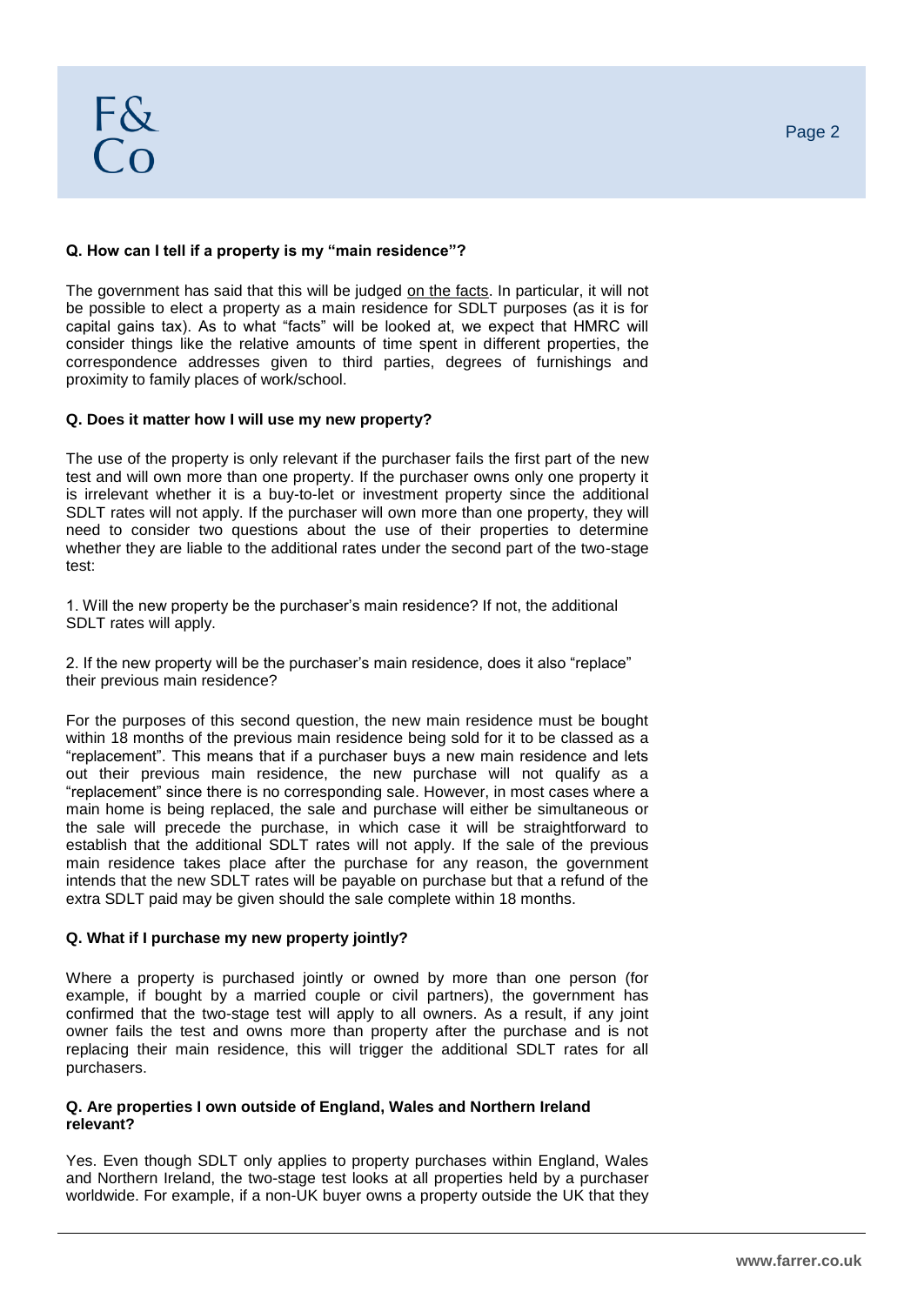**Q. How can I tell if a property is my "main residence"?**

The government has said that this will be judged on the facts. In particular, it will not be possible to elect a property as a main residence for SDLT purposes (as it is for capital gains tax). As to what "facts" will be looked at, we expect that HMRC will consider things like the relative amounts of time spent in different properties, the correspondence addresses given to third parties, degrees of furnishings and proximity to family places of work/school.

**Q. Does it matter how I will use my new property?**

The use of the property is only relevant if the purchaser fails the first part of the new test and will own more than one property. If the purchaser owns only one property it is irrelevant whether it is a buy-to-let or investment property since the additional SDLT rates will not apply. If the purchaser will own more than one property, they will need to consider two questions about the use of their properties to determine whether they are liable to the additional rates under the second part of the two-stage test:

1. Will the new property be the purchaser's main residence? If not, the additional SDLT rates will apply.

2. If the new property will be the purchaser's main residence, does it also "replace" their previous main residence?

For the purposes of this second question, the new main residence must be bought within 18 months of the previous main residence being sold for it to be classed as a "replacement". This means that if a purchaser buys a new main residence and lets out their previous main residence, the new purchase will not qualify as a "replacement" since there is no corresponding sale. However, in most cases where a main home is being replaced, the sale and purchase will either be simultaneous or the sale will precede the purchase, in which case it will be straightforward to establish that the additional SDLT rates will not apply. If the sale of the previous main residence takes place after the purchase for any reason, the government intends that the new SDLT rates will be payable on purchase but that a refund of the extra SDLT paid may be given should the sale complete within 18 months.

**Q. What if I purchase my new property jointly?**

Where a property is purchased jointly or owned by more than one person (for example, if bought by a married couple or civil partners), the government has confirmed that the two-stage test will apply to all owners. As a result, if any joint owner fails the test and owns more than property after the purchase and is not replacing their main residence, this will trigger the additional SDLT rates for all purchasers.

**Q. Are properties I own outside of England, Wales and Northern Ireland relevant?**

Yes. Even though SDLT only applies to property purchases within England, Wales and Northern Ireland, the two-stage test looks at all properties held by a purchaser worldwide. For example, if a non-UK buyer owns a property outside the UK that they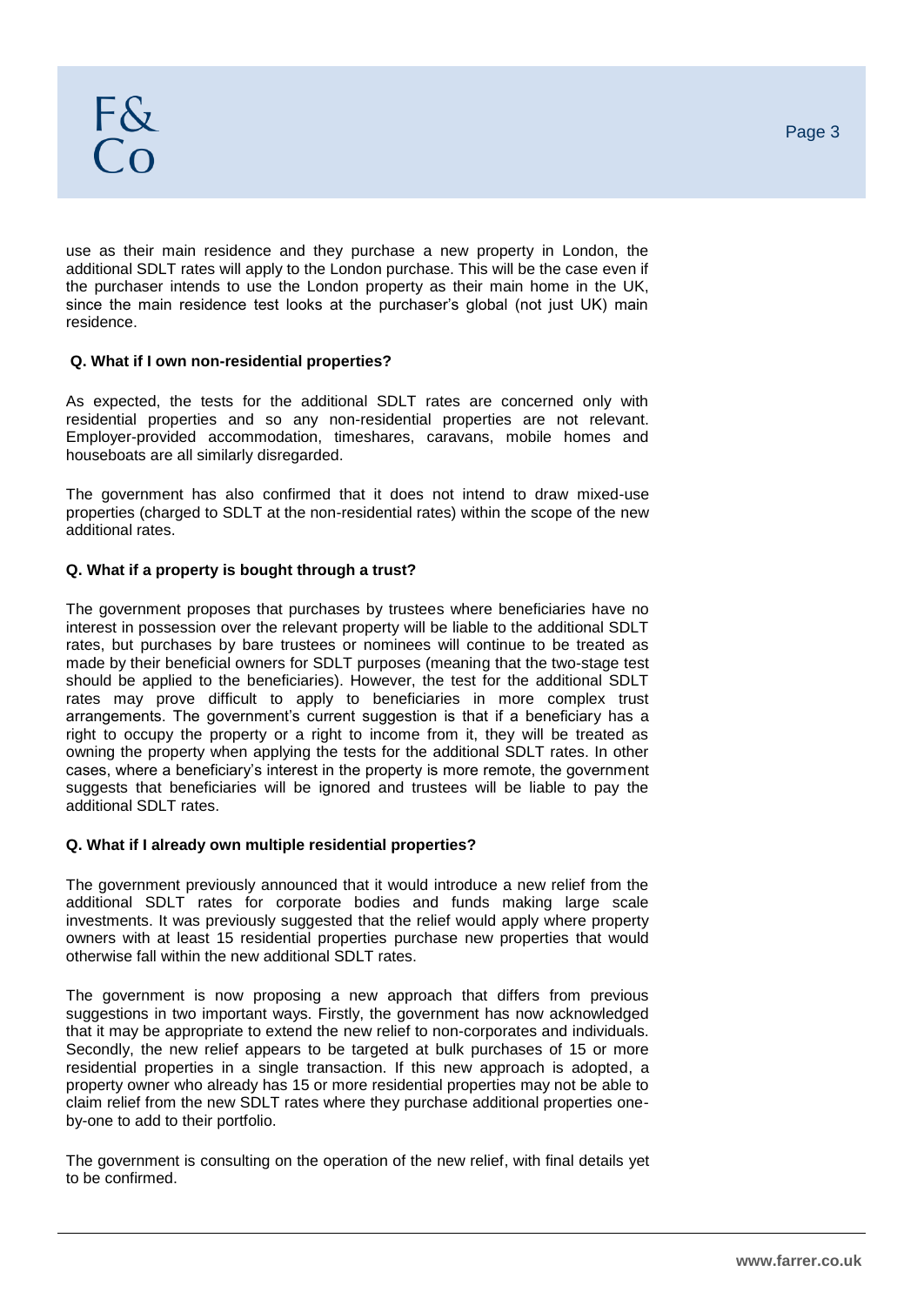use as their main residence and they purchase a new property in London, the additional SDLT rates will apply to the London purchase. This will be the case even if the purchaser intends to use the London property as their main home in the UK, since the main residence test looks at the purchaser's global (not just UK) main residence.

**Q. What if I own non-residential properties?**

As expected, the tests for the additional SDLT rates are concerned only with residential properties and so any non-residential properties are not relevant. Employer-provided accommodation, timeshares, caravans, mobile homes and houseboats are all similarly disregarded.

The government has also confirmed that it does not intend to draw mixed-use properties (charged to SDLT at the non-residential rates) within the scope of the new additional rates.

**Q. What if a property is bought through a trust?**

The government proposes that purchases by trustees where beneficiaries have no interest in possession over the relevant property will be liable to the additional SDLT rates, but purchases by bare trustees or nominees will continue to be treated as made by their beneficial owners for SDLT purposes (meaning that the two-stage test should be applied to the beneficiaries). However, the test for the additional SDLT rates may prove difficult to apply to beneficiaries in more complex trust arrangements. The government's current suggestion is that if a beneficiary has a right to occupy the property or a right to income from it, they will be treated as owning the property when applying the tests for the additional SDLT rates. In other cases, where a beneficiary's interest in the property is more remote, the government suggests that beneficiaries will be ignored and trustees will be liable to pay the additional SDLT rates.

**Q. What if I already own multiple residential properties?**

The government previously announced that it would introduce a new relief from the additional SDLT rates for corporate bodies and funds making large scale investments. It was previously suggested that the relief would apply where property owners with at least 15 residential properties purchase new properties that would otherwise fall within the new additional SDLT rates.

The government is now proposing a new approach that differs from previous suggestions in two important ways. Firstly, the government has now acknowledged that it may be appropriate to extend the new relief to non-corporates and individuals. Secondly, the new relief appears to be targeted at bulk purchases of 15 or more residential properties in a single transaction. If this new approach is adopted, a property owner who already has 15 or more residential properties may not be able to claim relief from the new SDLT rates where they purchase additional properties one-by-one to add to their portfolio.

The government is consulting on the operation of the new relief, with final details yet to be confirmed.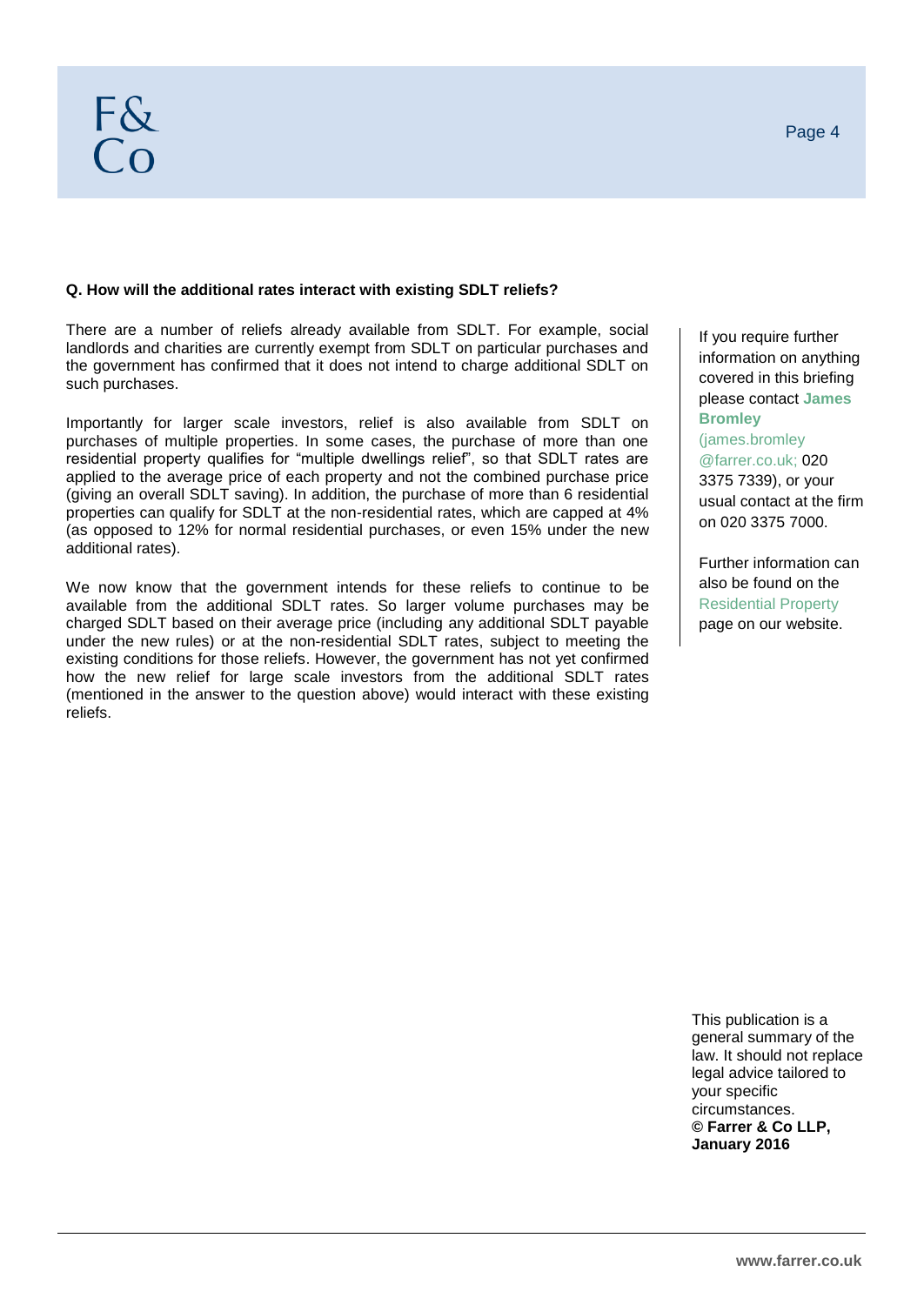**Q. How will the additional rates interact with existing SDLT reliefs?**

There are a number of reliefs already available from SDLT. For example, social landlords and charities are currently exempt from SDLT on particular purchases and the government has confirmed that it does not intend to charge additional SDLT on such purchases.

Importantly for larger scale investors, relief is also available from SDLT on purchases of multiple properties. In some cases, the purchase of more than one residential property qualifies for "multiple dwellings relief", so that SDLT rates are applied to the average price of each property and not the combined purchase price (giving an overall SDLT saving). In addition, the purchase of more than 6 residential properties can qualify for SDLT at the non-residential rates, which are capped at 4% (as opposed to 12% for normal residential purchases, or even 15% under the new additional rates).

We now know that the government intends for these reliefs to continue to be available from the additional SDLT rates. So larger volume purchases may be charged SDLT based on their average price (including any additional SDLT payable under the new rules) or at the non-residential SDLT rates, subject to meeting the existing conditions for those reliefs. However, the government has not yet confirmed how the new relief for large scale investors from the additional SDLT rates (mentioned in the answer to the question above) would interact with these existing reliefs.

If you require further information on anything covered in this briefing please contact **James Bromley** (james.bromley@farrer.co.uk; 020 3375 7339), or your usual contact at the firm on 020 3375 7000.

Further information can also be found on the Residential Property page on our website.

This publication is a general summary of the law. It should not replace legal advice tailored to your specific circumstances.
**© Farrer & Co LLP, January 2016**